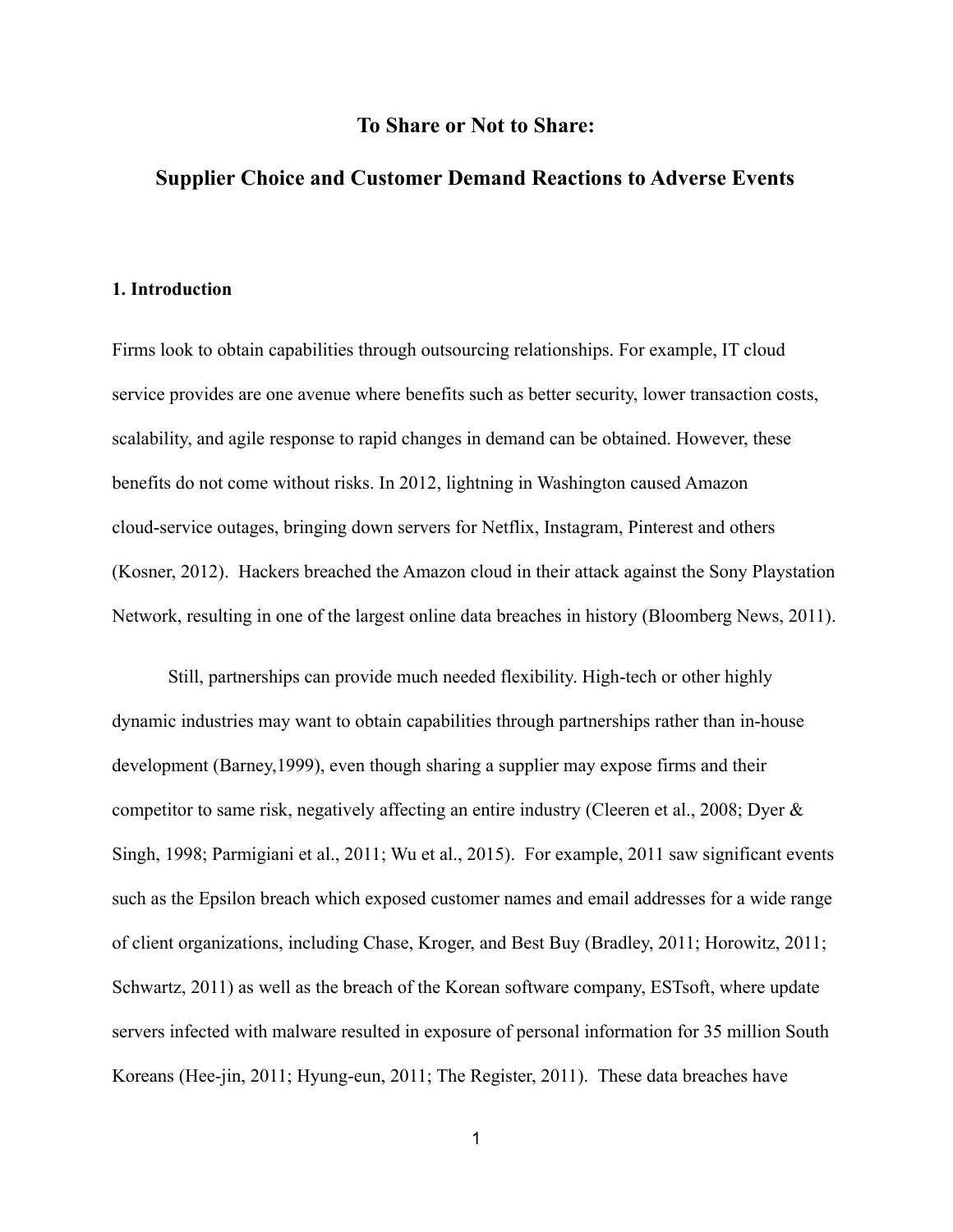# To Share or Not to Share:

# Supplier Choice and Customer Demand Reactions to Adverse Events

## 1. Introduction

Firms look to obtain capabilities through outsourcing relationships. For example, IT cloud service provides are one avenue where benefits such as better security, lower transaction costs, scalability, and agile response to rapid changes in demand can be obtained. However, these benefits do not come without risks. In 2012, lightning in Washington caused Amazon cloud-service outages, bringing down servers for Netflix, Instagram, Pinterest and others (Kosner, 2012). Hackers breached the Amazon cloud in their attack against the Sony Playstation Network, resulting in one of the largest online data breaches in history (Bloomberg News, 2011).

Still, partnerships can provide much needed flexibility. High-tech or other highly dynamic industries may want to obtain capabilities through partnerships rather than in-house development (Barney,1999), even though sharing a supplier may expose firms and their competitor to same risk, negatively affecting an entire industry (Cleeren et al., 2008; Dyer & Singh, 1998; Parmigiani et al., 2011; Wu et al., 2015). For example, 2011 saw significant events such as the Epsilon breach which exposed customer names and email addresses for a wide range of client organizations, including Chase, Kroger, and Best Buy (Bradley, 2011; Horowitz, 2011; Schwartz, 2011) as well as the breach of the Korean software company, ESTsoft, where update servers infected with malware resulted in exposure of personal information for 35 million South Koreans (Hee-jin, 2011; Hyung-eun, 2011; The Register, 2011). These data breaches have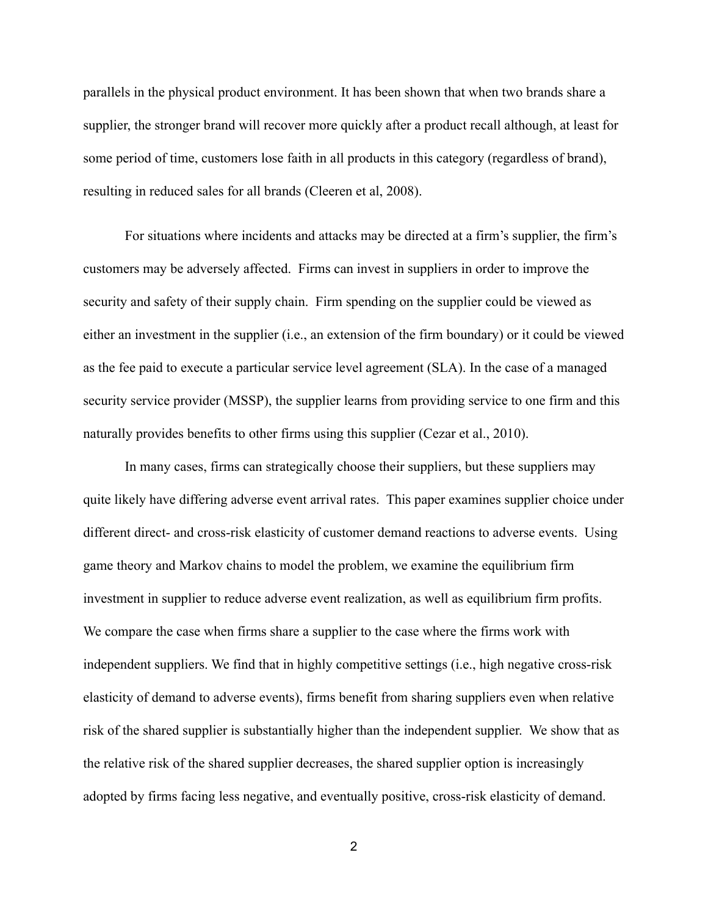parallels in the physical product environment. It has been shown that when two brands share a supplier, the stronger brand will recover more quickly after a product recall although, at least for some period of time, customers lose faith in all products in this category (regardless of brand), resulting in reduced sales for all brands (Cleeren et al, 2008).

For situations where incidents and attacks may be directed at a firm's supplier, the firm's customers may be adversely affected. Firms can invest in suppliers in order to improve the security and safety of their supply chain. Firm spending on the supplier could be viewed as either an investment in the supplier (i.e., an extension of the firm boundary) or it could be viewed as the fee paid to execute a particular service level agreement (SLA). In the case of a managed security service provider (MSSP), the supplier learns from providing service to one firm and this naturally provides benefits to other firms using this supplier (Cezar et al., 2010).

In many cases, firms can strategically choose their suppliers, but these suppliers may quite likely have differing adverse event arrival rates. This paper examines supplier choice under different direct- and cross-risk elasticity of customer demand reactions to adverse events. Using game theory and Markov chains to model the problem, we examine the equilibrium firm investment in supplier to reduce adverse event realization, as well as equilibrium firm profits. We compare the case when firms share a supplier to the case where the firms work with independent suppliers. We find that in highly competitive settings (i.e., high negative cross-risk elasticity of demand to adverse events), firms benefit from sharing suppliers even when relative risk of the shared supplier is substantially higher than the independent supplier. We show that as the relative risk of the shared supplier decreases, the shared supplier option is increasingly adopted by firms facing less negative, and eventually positive, cross-risk elasticity of demand.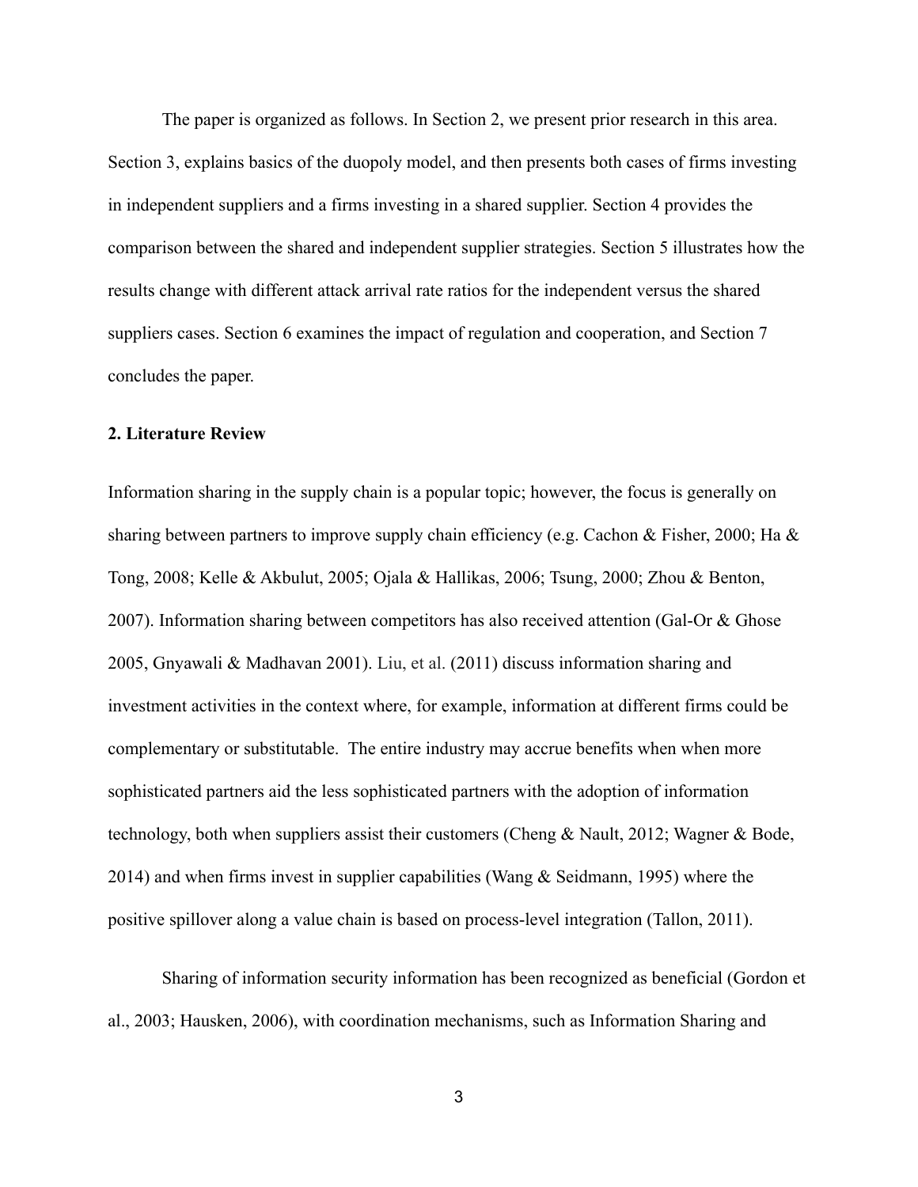The paper is organized as follows. In Section 2, we present prior research in this area. Section 3, explains basics of the duopoly model, and then presents both cases of firms investing in independent suppliers and a firms investing in a shared supplier. Section 4 provides the comparison between the shared and independent supplier strategies. Section 5 illustrates how the results change with different attack arrival rate ratios for the independent versus the shared suppliers cases. Section 6 examines the impact of regulation and cooperation, and Section 7 concludes the paper.

## 2. Literature Review

Information sharing in the supply chain is a popular topic; however, the focus is generally on sharing between partners to improve supply chain efficiency (e.g. Cachon & Fisher, 2000; Ha & Tong, 2008; Kelle & Akbulut, 2005; Ojala & Hallikas, 2006; Tsung, 2000; Zhou & Benton, 2007). Information sharing between competitors has also received attention (Gal-Or & Ghose 2005, Gnyawali & Madhavan 2001). Liu, et al. (2011) discuss information sharing and investment activities in the context where, for example, information at different firms could be complementary or substitutable. The entire industry may accrue benefits when when more sophisticated partners aid the less sophisticated partners with the adoption of information technology, both when suppliers assist their customers (Cheng & Nault, 2012; Wagner & Bode, 2014) and when firms invest in supplier capabilities (Wang & Seidmann, 1995) where the positive spillover along a value chain is based on process-level integration (Tallon, 2011).

Sharing of information security information has been recognized as beneficial (Gordon et al., 2003; Hausken, 2006), with coordination mechanisms, such as Information Sharing and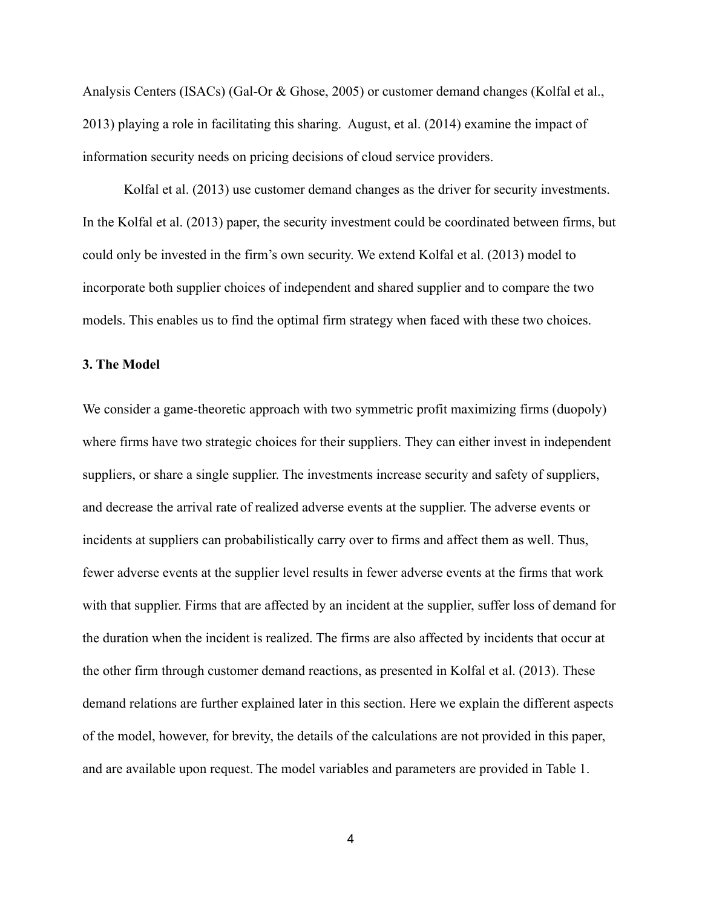Analysis Centers (ISACs) (Gal-Or & Ghose, 2005) or customer demand changes (Kolfal et al., 2013) playing a role in facilitating this sharing. August, et al. (2014) examine the impact of information security needs on pricing decisions of cloud service providers.

Kolfal et al. (2013) use customer demand changes as the driver for security investments. In the Kolfal et al. (2013) paper, the security investment could be coordinated between firms, but could only be invested in the firm's own security. We extend Kolfal et al. (2013) model to incorporate both supplier choices of independent and shared supplier and to compare the two models. This enables us to find the optimal firm strategy when faced with these two choices.

## 3. The Model

We consider a game-theoretic approach with two symmetric profit maximizing firms (duopoly) where firms have two strategic choices for their suppliers. They can either invest in independent suppliers, or share a single supplier. The investments increase security and safety of suppliers, and decrease the arrival rate of realized adverse events at the supplier. The adverse events or incidents at suppliers can probabilistically carry over to firms and affect them as well. Thus, fewer adverse events at the supplier level results in fewer adverse events at the firms that work with that supplier. Firms that are affected by an incident at the supplier, suffer loss of demand for the duration when the incident is realized. The firms are also affected by incidents that occur at the other firm through customer demand reactions, as presented in Kolfal et al. (2013). These demand relations are further explained later in this section. Here we explain the different aspects of the model, however, for brevity, the details of the calculations are not provided in this paper, and are available upon request. The model variables and parameters are provided in Table 1.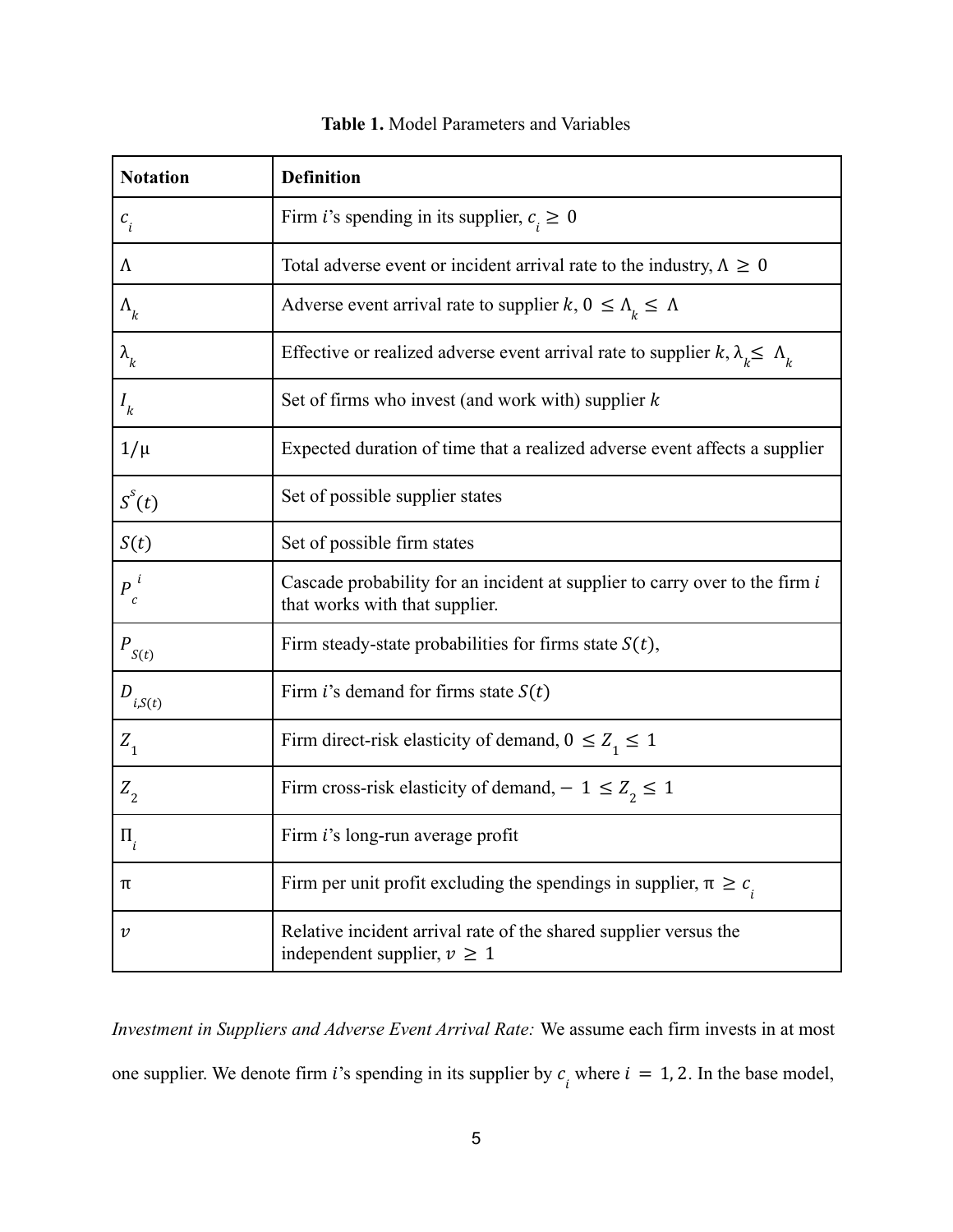**Table 1.** Model Parameters and Variables

| **Notation** | **Definition** |
|---|---|
| $c_i$ | Firm $i$'s spending in its supplier, $c_i \geq 0$ |
| $\Lambda$ | Total adverse event or incident arrival rate to the industry, $\Lambda \geq 0$ |
| $\Lambda_k$ | Adverse event arrival rate to supplier $k$, $0 \leq \Lambda_k \leq \Lambda$ |
| $\lambda_k$ | Effective or realized adverse event arrival rate to supplier $k$, $\lambda_k \leq \Lambda_k$ |
| $I_k$ | Set of firms who invest (and work with) supplier $k$ |
| $1/\mu$ | Expected duration of time that a realized adverse event affects a supplier |
| $S^s(t)$ | Set of possible supplier states |
| $S(t)$ | Set of possible firm states |
| $P_c^{\,i}$ | Cascade probability for an incident at supplier to carry over to the firm $i$ that works with that supplier. |
| $P_{S(t)}$ | Firm steady-state probabilities for firms state $S(t)$, |
| $D_{i,S(t)}$ | Firm $i$'s demand for firms state $S(t)$ |
| $Z_1$ | Firm direct-risk elasticity of demand, $0 \leq Z_1 \leq 1$ |
| $Z_2$ | Firm cross-risk elasticity of demand, $-1 \leq Z_2 \leq 1$ |
| $\Pi_i$ | Firm $i$'s long-run average profit |
| $\pi$ | Firm per unit profit excluding the spendings in supplier, $\pi \geq c_i$ |
| $v$ | Relative incident arrival rate of the shared supplier versus the independent supplier, $v \geq 1$ |

*Investment in Suppliers and Adverse Event Arrival Rate:* We assume each firm invests in at most one supplier. We denote firm $i$'s spending in its supplier by $c_i$ where $i = 1, 2$. In the base model,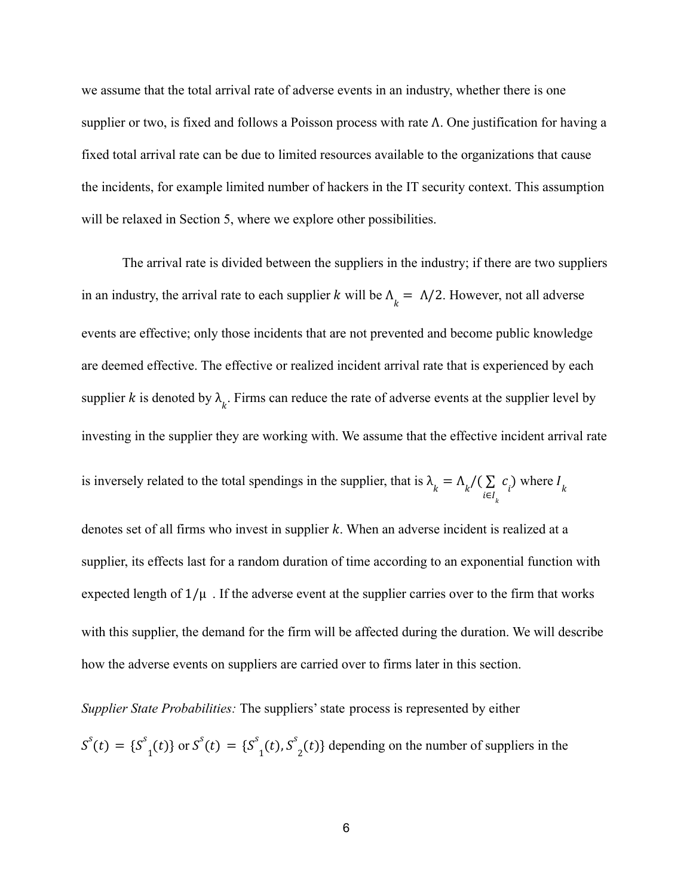we assume that the total arrival rate of adverse events in an industry, whether there is one supplier or two, is fixed and follows a Poisson process with rate $\Lambda$. One justification for having a fixed total arrival rate can be due to limited resources available to the organizations that cause the incidents, for example limited number of hackers in the IT security context. This assumption will be relaxed in Section 5, where we explore other possibilities.

The arrival rate is divided between the suppliers in the industry; if there are two suppliers in an industry, the arrival rate to each supplier $k$ will be $\Lambda_k = \Lambda/2$. However, not all adverse events are effective; only those incidents that are not prevented and become public knowledge are deemed effective. The effective or realized incident arrival rate that is experienced by each supplier $k$ is denoted by $\lambda_k$. Firms can reduce the rate of adverse events at the supplier level by investing in the supplier they are working with. We assume that the effective incident arrival rate is inversely related to the total spendings in the supplier, that is $\lambda_k = \Lambda_k/(\sum_{i \in I_k} c_i)$ where $I_k$ denotes set of all firms who invest in supplier $k$. When an adverse incident is realized at a supplier, its effects last for a random duration of time according to an exponential function with expected length of $1/\mu$. If the adverse event at the supplier carries over to the firm that works with this supplier, the demand for the firm will be affected during the duration. We will describe how the adverse events on suppliers are carried over to firms later in this section.

*Supplier State Probabilities:* The suppliers' state process is represented by either $S^s(t) = \{S^s{}_1(t)\}$ or $S^s(t) = \{S^s{}_1(t), S^s{}_2(t)\}$ depending on the number of suppliers in the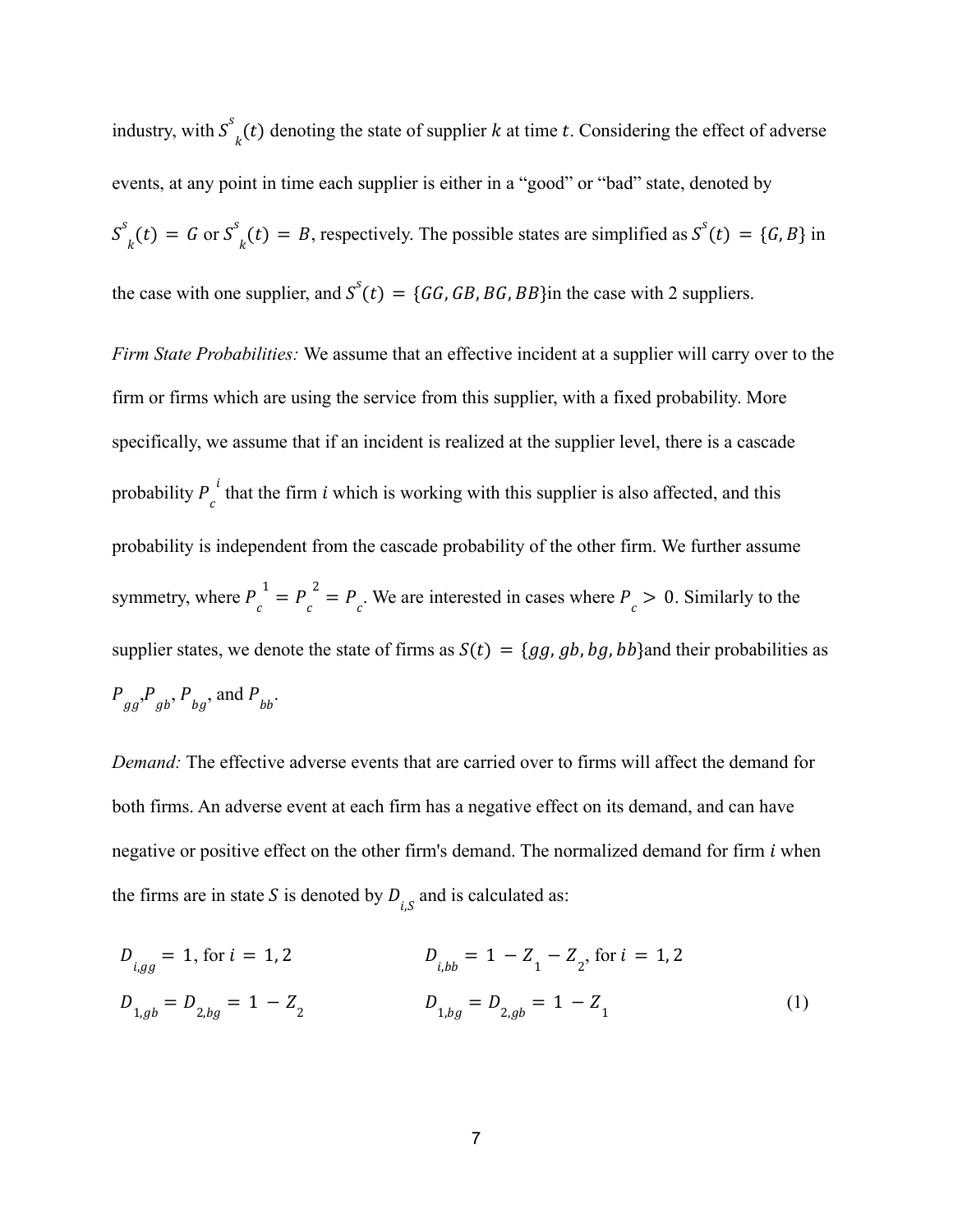industry, with $S^s_k(t)$ denoting the state of supplier $k$ at time $t$. Considering the effect of adverse events, at any point in time each supplier is either in a "good" or "bad" state, denoted by $S^s_k(t) = G$ or $S^s_k(t) = B$, respectively. The possible states are simplified as $S^s(t) = \{G, B\}$ in the case with one supplier, and $S^s(t) = \{GG, GB, BG, BB\}$in the case with 2 suppliers.

*Firm State Probabilities:* We assume that an effective incident at a supplier will carry over to the firm or firms which are using the service from this supplier, with a fixed probability. More specifically, we assume that if an incident is realized at the supplier level, there is a cascade probability $P^i_c$ that the firm $i$ which is working with this supplier is also affected, and this probability is independent from the cascade probability of the other firm. We further assume symmetry, where $P^1_c = P^2_c = P_c$. We are interested in cases where $P_c > 0$. Similarly to the supplier states, we denote the state of firms as $S(t) = \{gg, gb, bg, bb\}$and their probabilities as $P_{gg}$,$P_{gb}$, $P_{bg}$, and $P_{bb}$.

*Demand:* The effective adverse events that are carried over to firms will affect the demand for both firms. An adverse event at each firm has a negative effect on its demand, and can have negative or positive effect on the other firm's demand. The normalized demand for firm $i$ when the firms are in state $S$ is denoted by $D_{i,S}$ and is calculated as:

$$
\begin{aligned}
&D_{i,gg} = 1, \text{ for } i = 1, 2 && D_{i,bb} = 1 - Z_1 - Z_2, \text{ for } i = 1, 2 \\
&D_{1,gb} = D_{2,bg} = 1 - Z_2 && D_{1,bg} = D_{2,gb} = 1 - Z_1
\end{aligned} \tag{1}
$$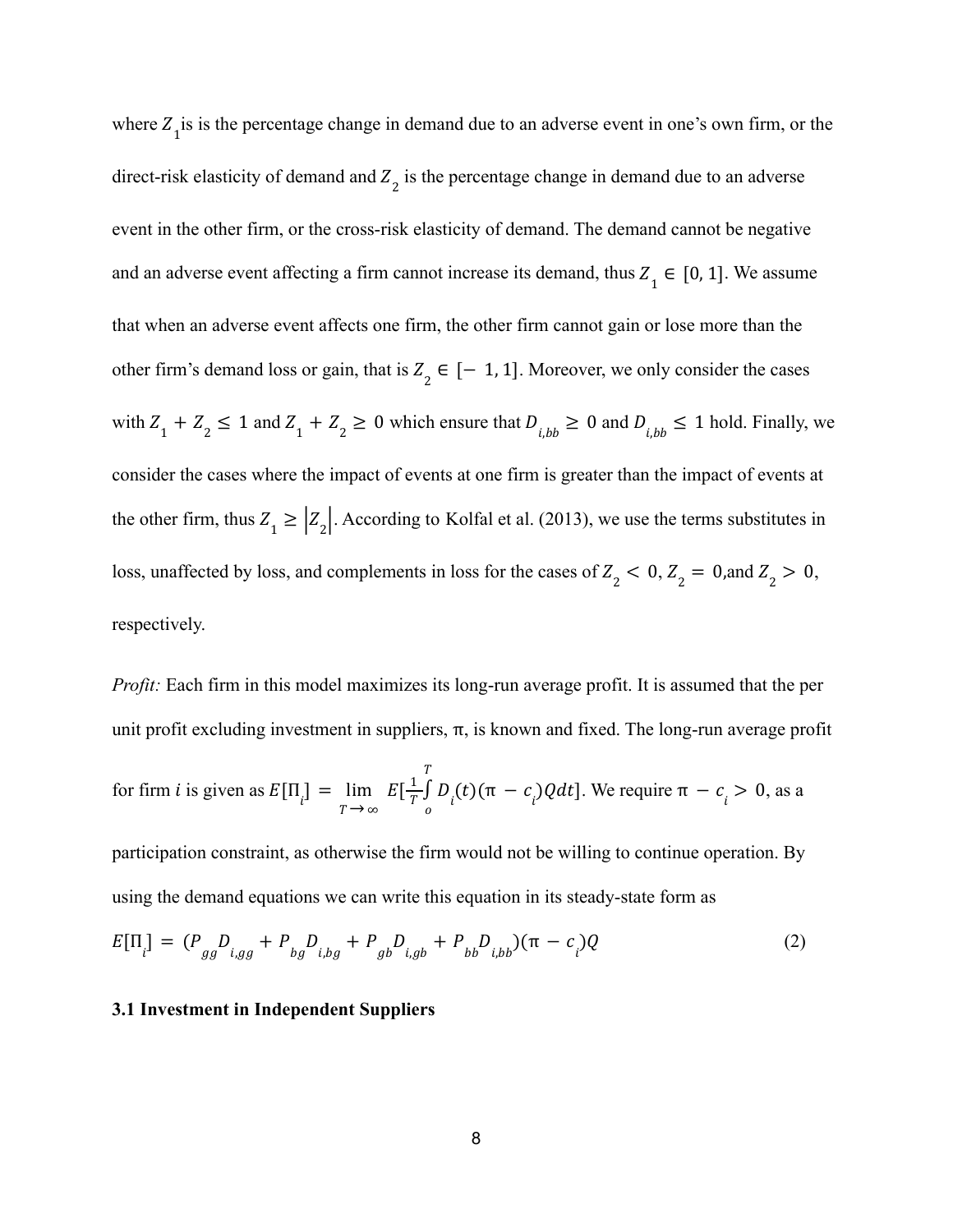where $Z_1$ is is the percentage change in demand due to an adverse event in one's own firm, or the direct-risk elasticity of demand and $Z_2$ is the percentage change in demand due to an adverse event in the other firm, or the cross-risk elasticity of demand. The demand cannot be negative and an adverse event affecting a firm cannot increase its demand, thus $Z_1 \in [0, 1]$. We assume that when an adverse event affects one firm, the other firm cannot gain or lose more than the other firm's demand loss or gain, that is $Z_2 \in [-1, 1]$. Moreover, we only consider the cases with $Z_1 + Z_2 \leq 1$ and $Z_1 + Z_2 \geq 0$ which ensure that $D_{i,bb} \geq 0$ and $D_{i,bb} \leq 1$ hold. Finally, we consider the cases where the impact of events at one firm is greater than the impact of events at the other firm, thus $Z_1 \geq |Z_2|$. According to Kolfal et al. (2013), we use the terms substitutes in loss, unaffected by loss, and complements in loss for the cases of $Z_2 < 0$, $Z_2 = 0$,and $Z_2 > 0$, respectively.

*Profit:* Each firm in this model maximizes its long-run average profit. It is assumed that the per unit profit excluding investment in suppliers, π, is known and fixed. The long-run average profit for firm $i$ is given as $E[\Pi_i] = \lim_{T \to \infty} E[\frac{1}{T}\int_o^T D_i(t)(\pi - c_i)Q dt]$. We require $\pi - c_i > 0$, as a participation constraint, as otherwise the firm would not be willing to continue operation. By using the demand equations we can write this equation in its steady-state form as

$$E[\Pi_i] = (P_{gg}D_{i,gg} + P_{bg}D_{i,bg} + P_{gb}D_{i,gb} + P_{bb}D_{i,bb})(\pi - c_i)Q \tag{2}$$

### 3.1 Investment in Independent Suppliers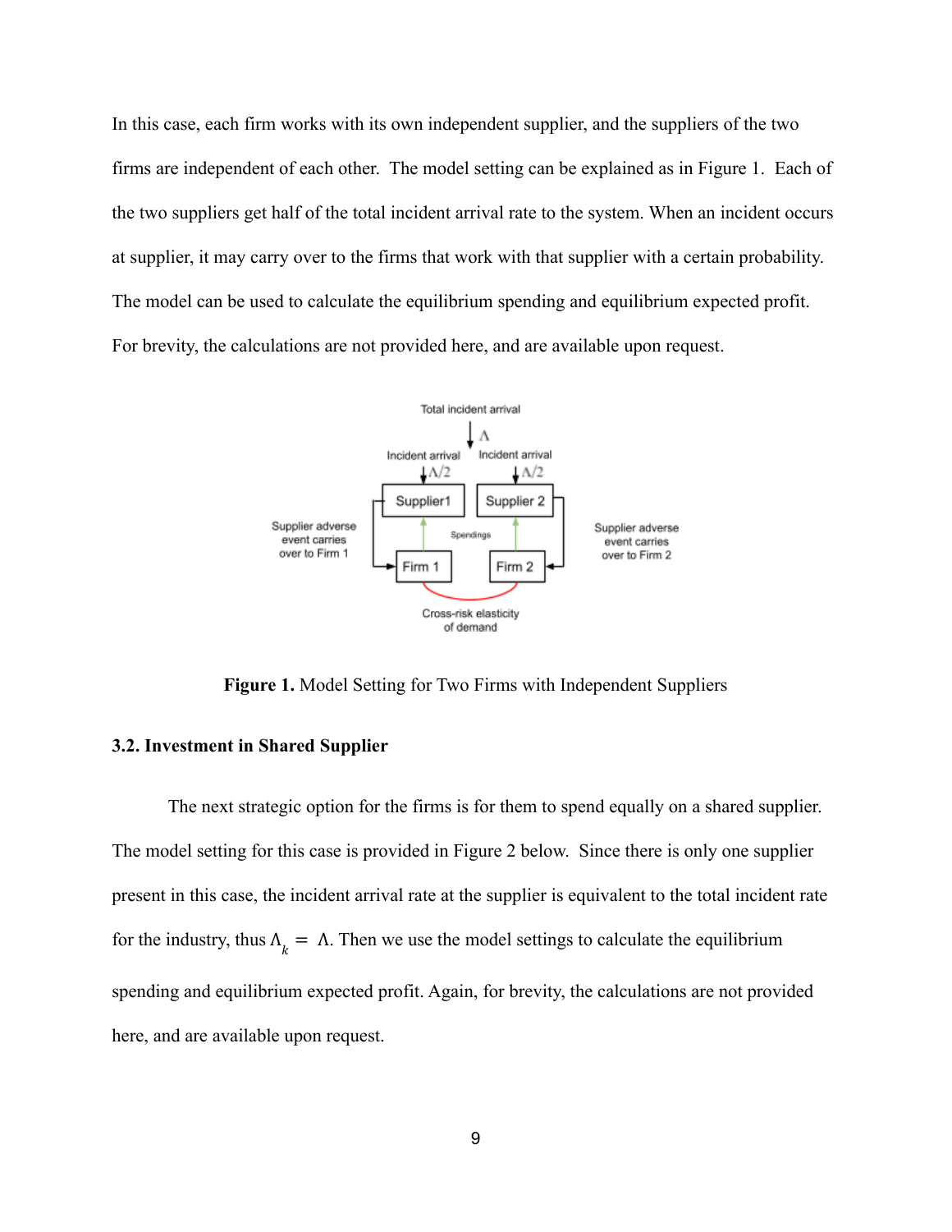In this case, each firm works with its own independent supplier, and the suppliers of the two firms are independent of each other. The model setting can be explained as in Figure 1. Each of the two suppliers get half of the total incident arrival rate to the system. When an incident occurs at supplier, it may carry over to the firms that work with that supplier with a certain probability. The model can be used to calculate the equilibrium spending and equilibrium expected profit. For brevity, the calculations are not provided here, and are available upon request.

**Figure 1.** Model Setting for Two Firms with Independent Suppliers

### 3.2. Investment in Shared Supplier

The next strategic option for the firms is for them to spend equally on a shared supplier. The model setting for this case is provided in Figure 2 below. Since there is only one supplier present in this case, the incident arrival rate at the supplier is equivalent to the total incident rate for the industry, thus $\Lambda_k = \Lambda$. Then we use the model settings to calculate the equilibrium spending and equilibrium expected profit. Again, for brevity, the calculations are not provided here, and are available upon request.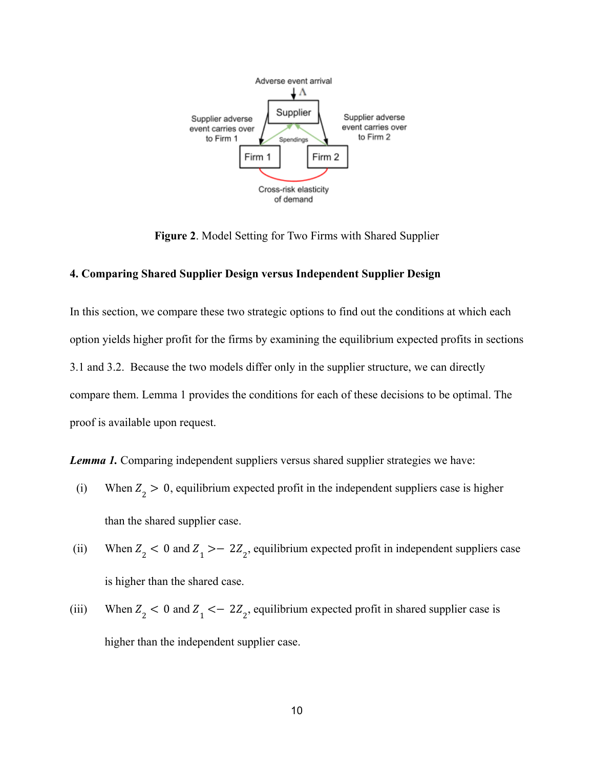Adverse event arrival

$\Lambda$

Supplier

Supplier adverse event carries over to Firm 1

Supplier adverse event carries over to Firm 2

Spendings

Firm 1

Firm 2

Cross-risk elasticity of demand

**Figure 2**. Model Setting for Two Firms with Shared Supplier

### 4. Comparing Shared Supplier Design versus Independent Supplier Design

In this section, we compare these two strategic options to find out the conditions at which each option yields higher profit for the firms by examining the equilibrium expected profits in sections 3.1 and 3.2. Because the two models differ only in the supplier structure, we can directly compare them. Lemma 1 provides the conditions for each of these decisions to be optimal. The proof is available upon request.

***Lemma 1.*** Comparing independent suppliers versus shared supplier strategies we have:

(i) When $Z_2 > 0$, equilibrium expected profit in the independent suppliers case is higher than the shared supplier case.

(ii) When $Z_2 < 0$ and $Z_1 > -2Z_2$, equilibrium expected profit in independent suppliers case is higher than the shared case.

(iii) When $Z_2 < 0$ and $Z_1 < -2Z_2$, equilibrium expected profit in shared supplier case is higher than the independent supplier case.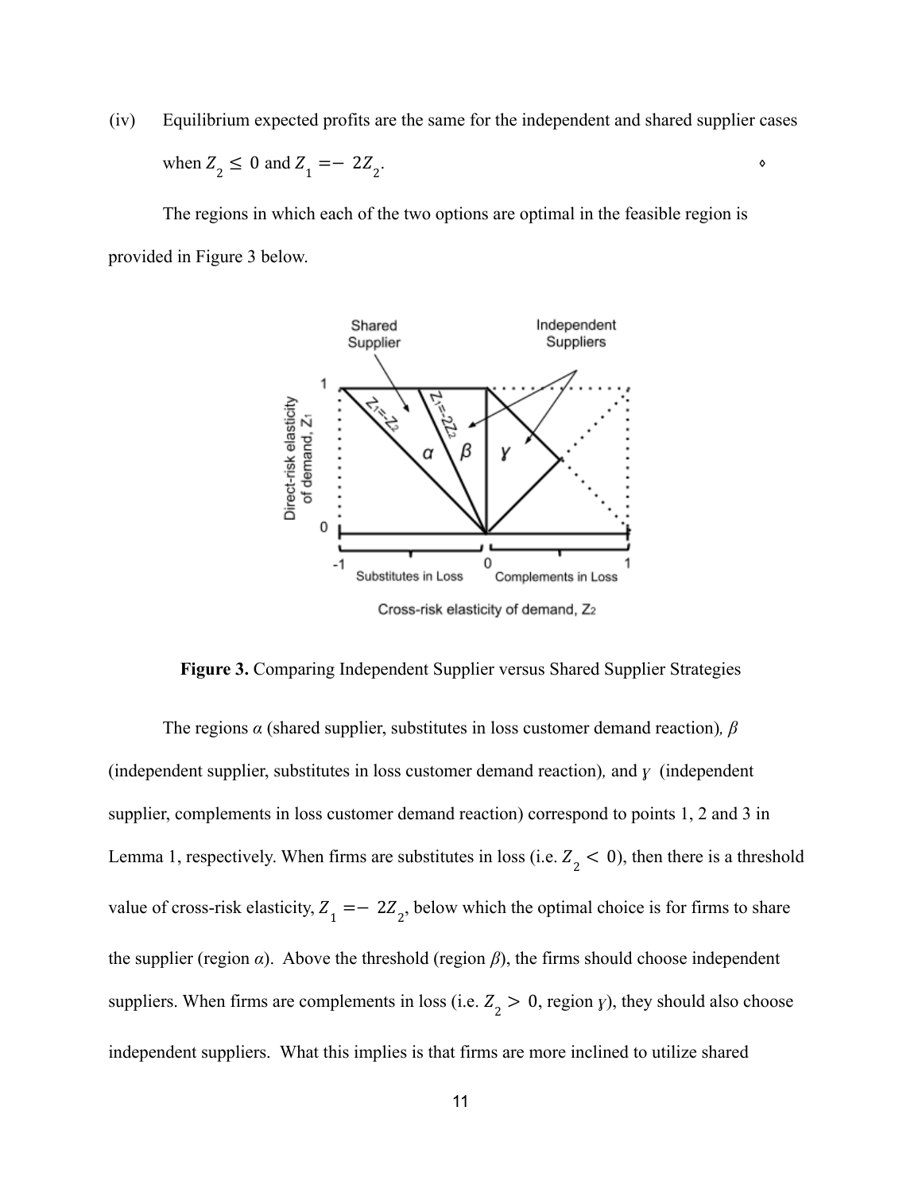(iv) Equilibrium expected profits are the same for the independent and shared supplier cases when $Z_2 \leq 0$ and $Z_1 = -2Z_2$. ⋄

The regions in which each of the two options are optimal in the feasible region is provided in Figure 3 below.

**Figure 3.** Comparing Independent Supplier versus Shared Supplier Strategies

The regions $\alpha$ (shared supplier, substitutes in loss customer demand reaction), $\beta$ (independent supplier, substitutes in loss customer demand reaction), and $\gamma$ (independent supplier, complements in loss customer demand reaction) correspond to points 1, 2 and 3 in Lemma 1, respectively. When firms are substitutes in loss (i.e. $Z_2 < 0$), then there is a threshold value of cross-risk elasticity, $Z_1 = -2Z_2$, below which the optimal choice is for firms to share the supplier (region $\alpha$). Above the threshold (region $\beta$), the firms should choose independent suppliers. When firms are complements in loss (i.e. $Z_2 > 0$, region $\gamma$), they should also choose independent suppliers. What this implies is that firms are more inclined to utilize shared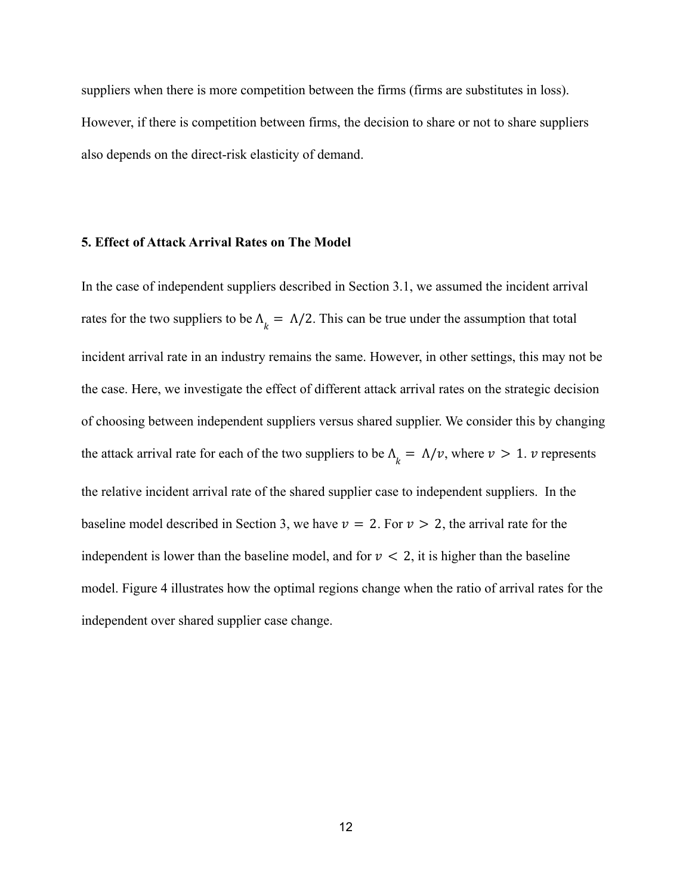suppliers when there is more competition between the firms (firms are substitutes in loss). However, if there is competition between firms, the decision to share or not to share suppliers also depends on the direct-risk elasticity of demand.

## 5. Effect of Attack Arrival Rates on The Model

In the case of independent suppliers described in Section 3.1, we assumed the incident arrival rates for the two suppliers to be $\Lambda_k = \Lambda/2$. This can be true under the assumption that total incident arrival rate in an industry remains the same. However, in other settings, this may not be the case. Here, we investigate the effect of different attack arrival rates on the strategic decision of choosing between independent suppliers versus shared supplier. We consider this by changing the attack arrival rate for each of the two suppliers to be $\Lambda_k = \Lambda/v$, where $v > 1$. $v$ represents the relative incident arrival rate of the shared supplier case to independent suppliers. In the baseline model described in Section 3, we have $v = 2$. For $v > 2$, the arrival rate for the independent is lower than the baseline model, and for $v < 2$, it is higher than the baseline model. Figure 4 illustrates how the optimal regions change when the ratio of arrival rates for the independent over shared supplier case change.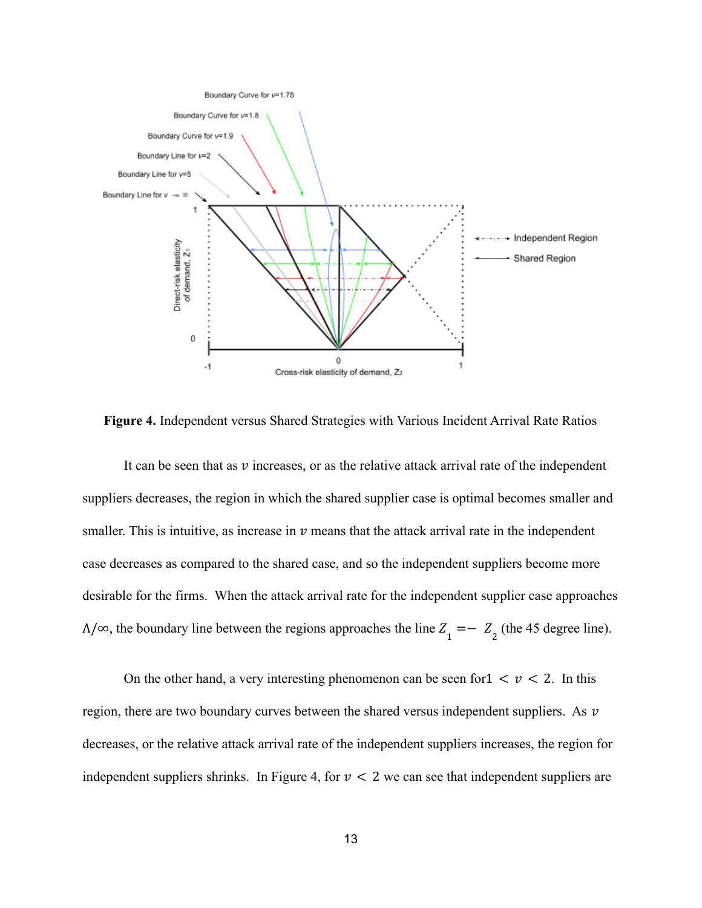**Figure 4.** Independent versus Shared Strategies with Various Incident Arrival Rate Ratios

It can be seen that as $v$ increases, or as the relative attack arrival rate of the independent suppliers decreases, the region in which the shared supplier case is optimal becomes smaller and smaller. This is intuitive, as increase in $v$ means that the attack arrival rate in the independent case decreases as compared to the shared case, and so the independent suppliers become more desirable for the firms. When the attack arrival rate for the independent supplier case approaches $\Lambda/\infty$, the boundary line between the regions approaches the line $Z_1 = - Z_2$ (the 45 degree line).

On the other hand, a very interesting phenomenon can be seen for $1 < v < 2$. In this region, there are two boundary curves between the shared versus independent suppliers. As $v$ decreases, or the relative attack arrival rate of the independent suppliers increases, the region for independent suppliers shrinks. In Figure 4, for $v < 2$ we can see that independent suppliers are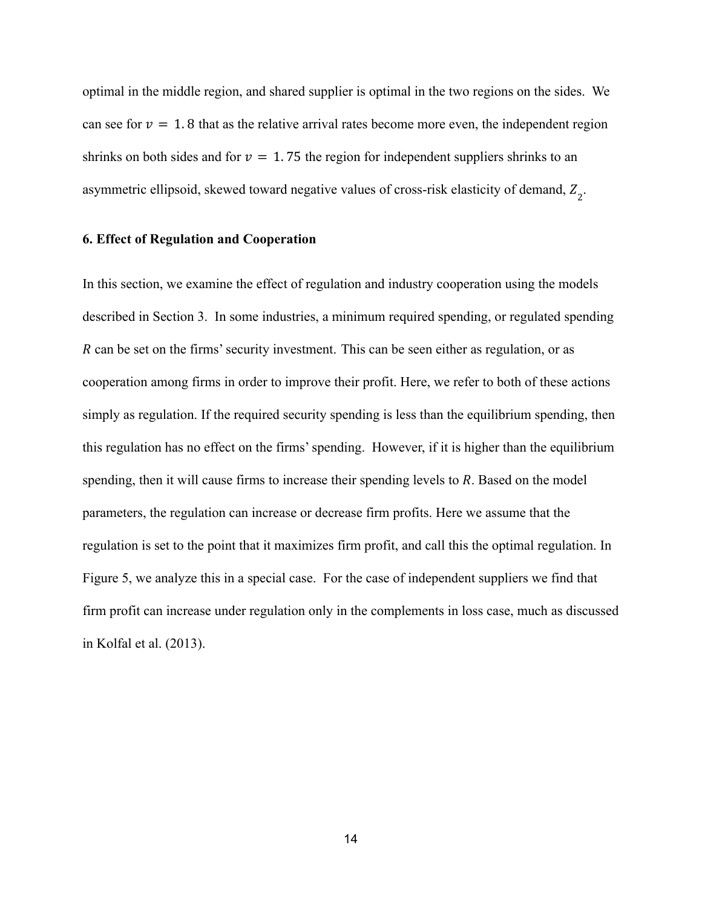optimal in the middle region, and shared supplier is optimal in the two regions on the sides. We can see for $v = 1.8$ that as the relative arrival rates become more even, the independent region shrinks on both sides and for $v = 1.75$ the region for independent suppliers shrinks to an asymmetric ellipsoid, skewed toward negative values of cross-risk elasticity of demand, $Z_2$.

### 6. Effect of Regulation and Cooperation

In this section, we examine the effect of regulation and industry cooperation using the models described in Section 3. In some industries, a minimum required spending, or regulated spending $R$ can be set on the firms' security investment. This can be seen either as regulation, or as cooperation among firms in order to improve their profit. Here, we refer to both of these actions simply as regulation. If the required security spending is less than the equilibrium spending, then this regulation has no effect on the firms' spending. However, if it is higher than the equilibrium spending, then it will cause firms to increase their spending levels to $R$. Based on the model parameters, the regulation can increase or decrease firm profits. Here we assume that the regulation is set to the point that it maximizes firm profit, and call this the optimal regulation. In Figure 5, we analyze this in a special case. For the case of independent suppliers we find that firm profit can increase under regulation only in the complements in loss case, much as discussed in Kolfal et al. (2013).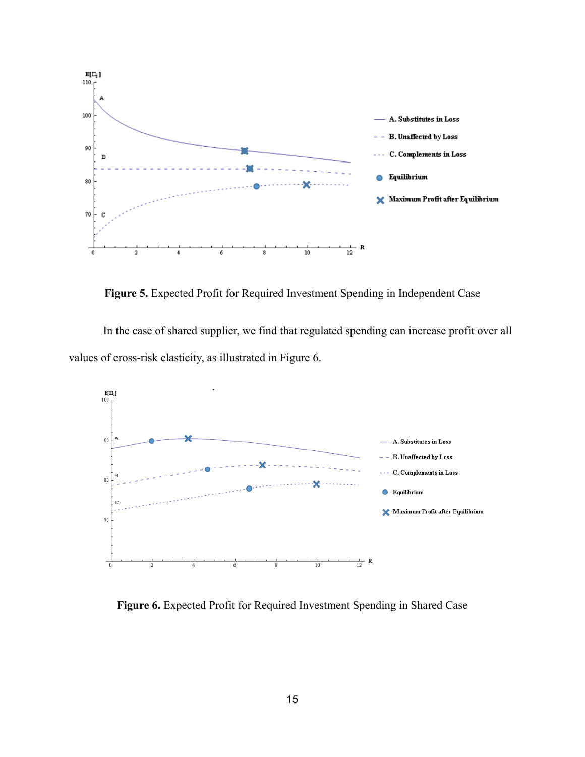**Figure 5.** Expected Profit for Required Investment Spending in Independent Case

In the case of shared supplier, we find that regulated spending can increase profit over all values of cross-risk elasticity, as illustrated in Figure 6.

**Figure 6.** Expected Profit for Required Investment Spending in Shared Case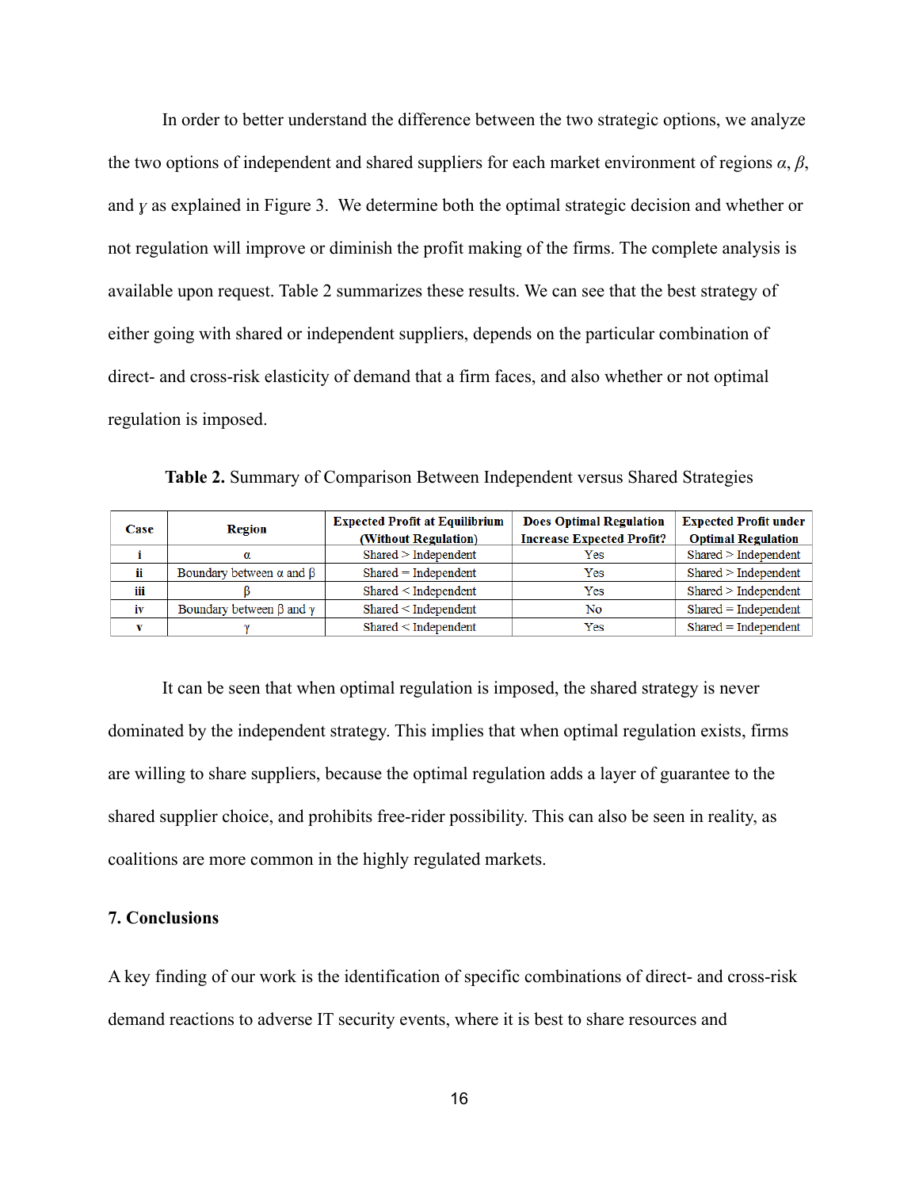In order to better understand the difference between the two strategic options, we analyze the two options of independent and shared suppliers for each market environment of regions $\alpha$, $\beta$, and $\gamma$ as explained in Figure 3. We determine both the optimal strategic decision and whether or not regulation will improve or diminish the profit making of the firms. The complete analysis is available upon request. Table 2 summarizes these results. We can see that the best strategy of either going with shared or independent suppliers, depends on the particular combination of direct- and cross-risk elasticity of demand that a firm faces, and also whether or not optimal regulation is imposed.

**Table 2.** Summary of Comparison Between Independent versus Shared Strategies

| Case | Region | Expected Profit at Equilibrium (Without Regulation) | Does Optimal Regulation Increase Expected Profit? | Expected Profit under Optimal Regulation |
|---|---|---|---|---|
| i | $\alpha$ | Shared > Independent | Yes | Shared > Independent |
| ii | Boundary between $\alpha$ and $\beta$ | Shared = Independent | Yes | Shared > Independent |
| iii | $\beta$ | Shared < Independent | Yes | Shared > Independent |
| iv | Boundary between $\beta$ and $\gamma$ | Shared < Independent | No | Shared = Independent |
| v | $\gamma$ | Shared < Independent | Yes | Shared = Independent |

It can be seen that when optimal regulation is imposed, the shared strategy is never dominated by the independent strategy. This implies that when optimal regulation exists, firms are willing to share suppliers, because the optimal regulation adds a layer of guarantee to the shared supplier choice, and prohibits free-rider possibility. This can also be seen in reality, as coalitions are more common in the highly regulated markets.

## 7. Conclusions

A key finding of our work is the identification of specific combinations of direct- and cross-risk demand reactions to adverse IT security events, where it is best to share resources and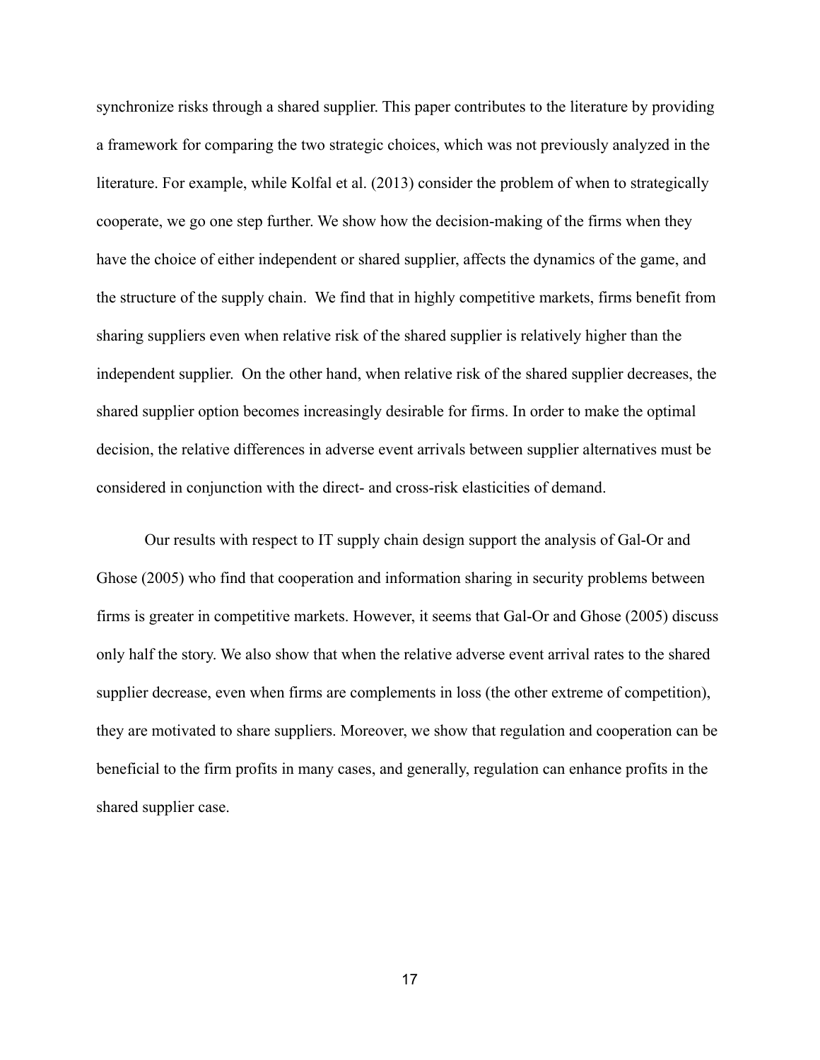synchronize risks through a shared supplier. This paper contributes to the literature by providing a framework for comparing the two strategic choices, which was not previously analyzed in the literature. For example, while Kolfal et al. (2013) consider the problem of when to strategically cooperate, we go one step further. We show how the decision-making of the firms when they have the choice of either independent or shared supplier, affects the dynamics of the game, and the structure of the supply chain. We find that in highly competitive markets, firms benefit from sharing suppliers even when relative risk of the shared supplier is relatively higher than the independent supplier. On the other hand, when relative risk of the shared supplier decreases, the shared supplier option becomes increasingly desirable for firms. In order to make the optimal decision, the relative differences in adverse event arrivals between supplier alternatives must be considered in conjunction with the direct- and cross-risk elasticities of demand.

Our results with respect to IT supply chain design support the analysis of Gal-Or and Ghose (2005) who find that cooperation and information sharing in security problems between firms is greater in competitive markets. However, it seems that Gal-Or and Ghose (2005) discuss only half the story. We also show that when the relative adverse event arrival rates to the shared supplier decrease, even when firms are complements in loss (the other extreme of competition), they are motivated to share suppliers. Moreover, we show that regulation and cooperation can be beneficial to the firm profits in many cases, and generally, regulation can enhance profits in the shared supplier case.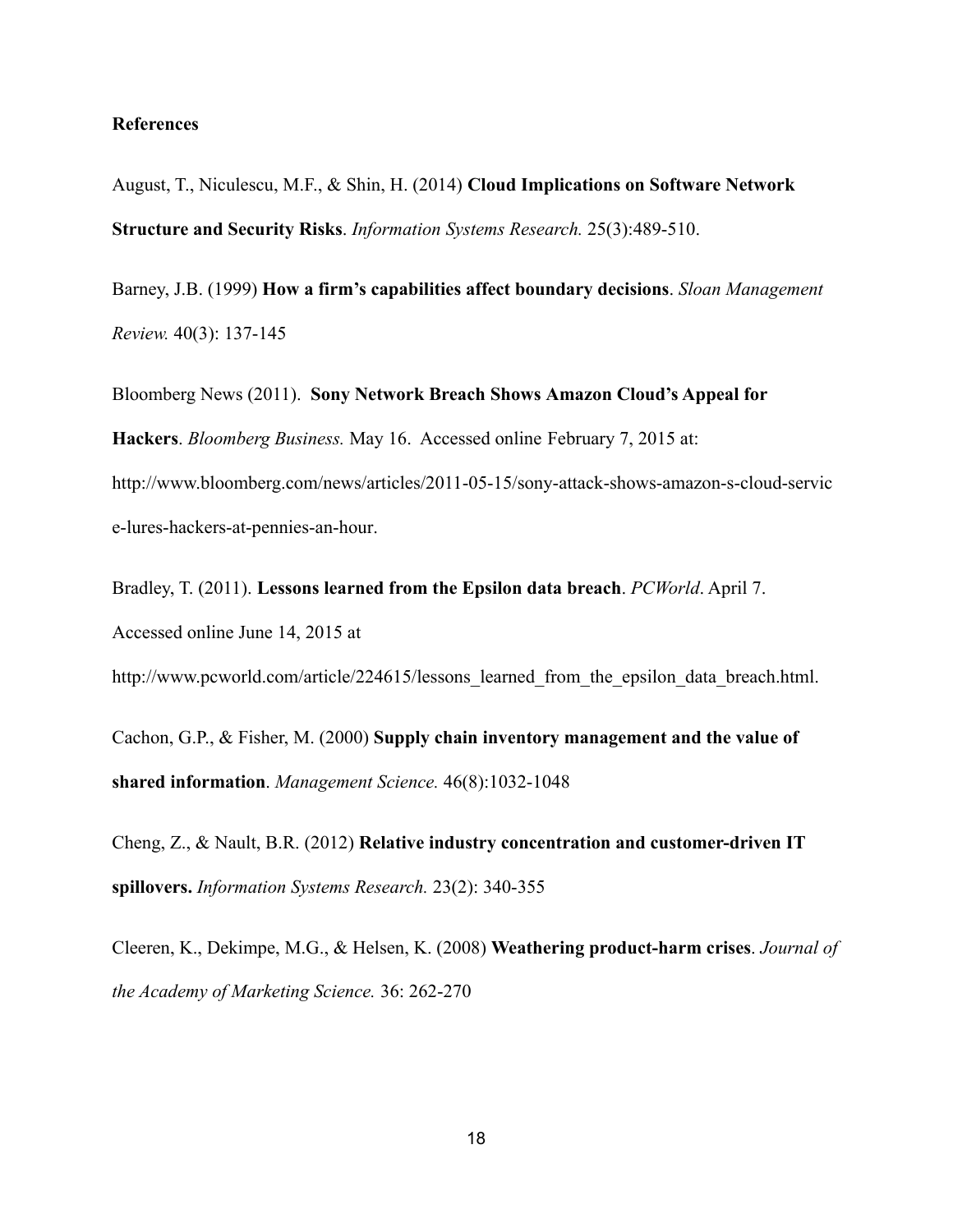**References**

August, T., Niculescu, M.F., & Shin, H. (2014) **Cloud Implications on Software Network Structure and Security Risks**. *Information Systems Research.* 25(3):489-510.

Barney, J.B. (1999) **How a firm's capabilities affect boundary decisions**. *Sloan Management Review.* 40(3): 137-145

Bloomberg News (2011). **Sony Network Breach Shows Amazon Cloud's Appeal for Hackers**. *Bloomberg Business.* May 16. Accessed online February 7, 2015 at: http://www.bloomberg.com/news/articles/2011-05-15/sony-attack-shows-amazon-s-cloud-service-lures-hackers-at-pennies-an-hour.

Bradley, T. (2011). **Lessons learned from the Epsilon data breach**. *PCWorld*. April 7. Accessed online June 14, 2015 at http://www.pcworld.com/article/224615/lessons_learned_from_the_epsilon_data_breach.html.

Cachon, G.P., & Fisher, M. (2000) **Supply chain inventory management and the value of shared information**. *Management Science.* 46(8):1032-1048

Cheng, Z., & Nault, B.R. (2012) **Relative industry concentration and customer-driven IT spillovers.** *Information Systems Research.* 23(2): 340-355

Cleeren, K., Dekimpe, M.G., & Helsen, K. (2008) **Weathering product-harm crises**. *Journal of the Academy of Marketing Science.* 36: 262-270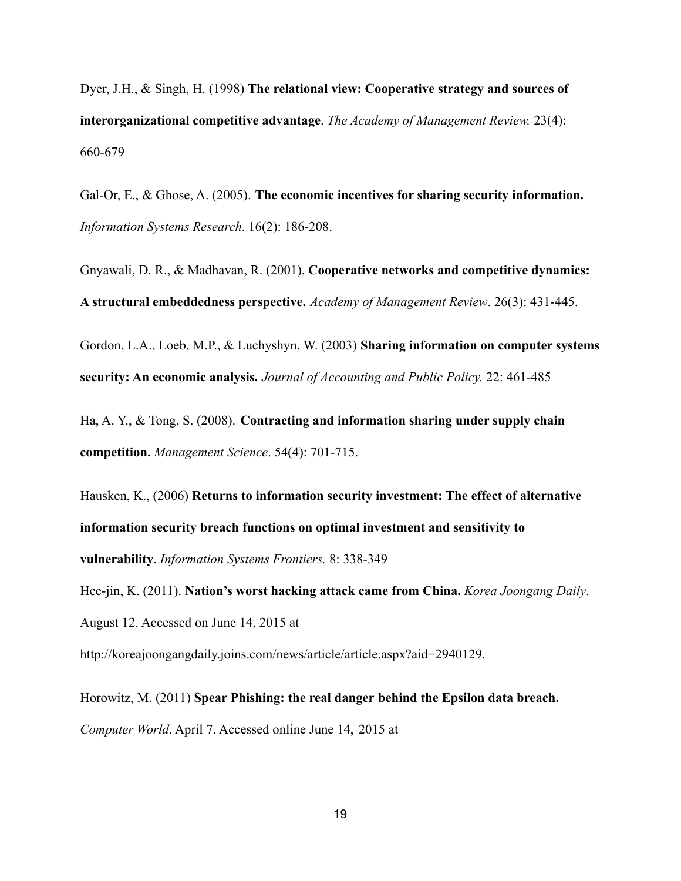Dyer, J.H., & Singh, H. (1998) **The relational view: Cooperative strategy and sources of interorganizational competitive advantage**. *The Academy of Management Review.* 23(4): 660-679

Gal-Or, E., & Ghose, A. (2005). **The economic incentives for sharing security information.** *Information Systems Research*. 16(2): 186-208.

Gnyawali, D. R., & Madhavan, R. (2001). **Cooperative networks and competitive dynamics: A structural embeddedness perspective.** *Academy of Management Review*. 26(3): 431-445.

Gordon, L.A., Loeb, M.P., & Luchyshyn, W. (2003) **Sharing information on computer systems security: An economic analysis.** *Journal of Accounting and Public Policy.* 22: 461-485

Ha, A. Y., & Tong, S. (2008). **Contracting and information sharing under supply chain competition.** *Management Science*. 54(4): 701-715.

Hausken, K., (2006) **Returns to information security investment: The effect of alternative information security breach functions on optimal investment and sensitivity to vulnerability**. *Information Systems Frontiers.* 8: 338-349

Hee-jin, K. (2011). **Nation's worst hacking attack came from China.** *Korea Joongang Daily*. August 12. Accessed on June 14, 2015 at http://koreajoongangdaily.joins.com/news/article/article.aspx?aid=2940129.

Horowitz, M. (2011) **Spear Phishing: the real danger behind the Epsilon data breach.** *Computer World*. April 7. Accessed online June 14, 2015 at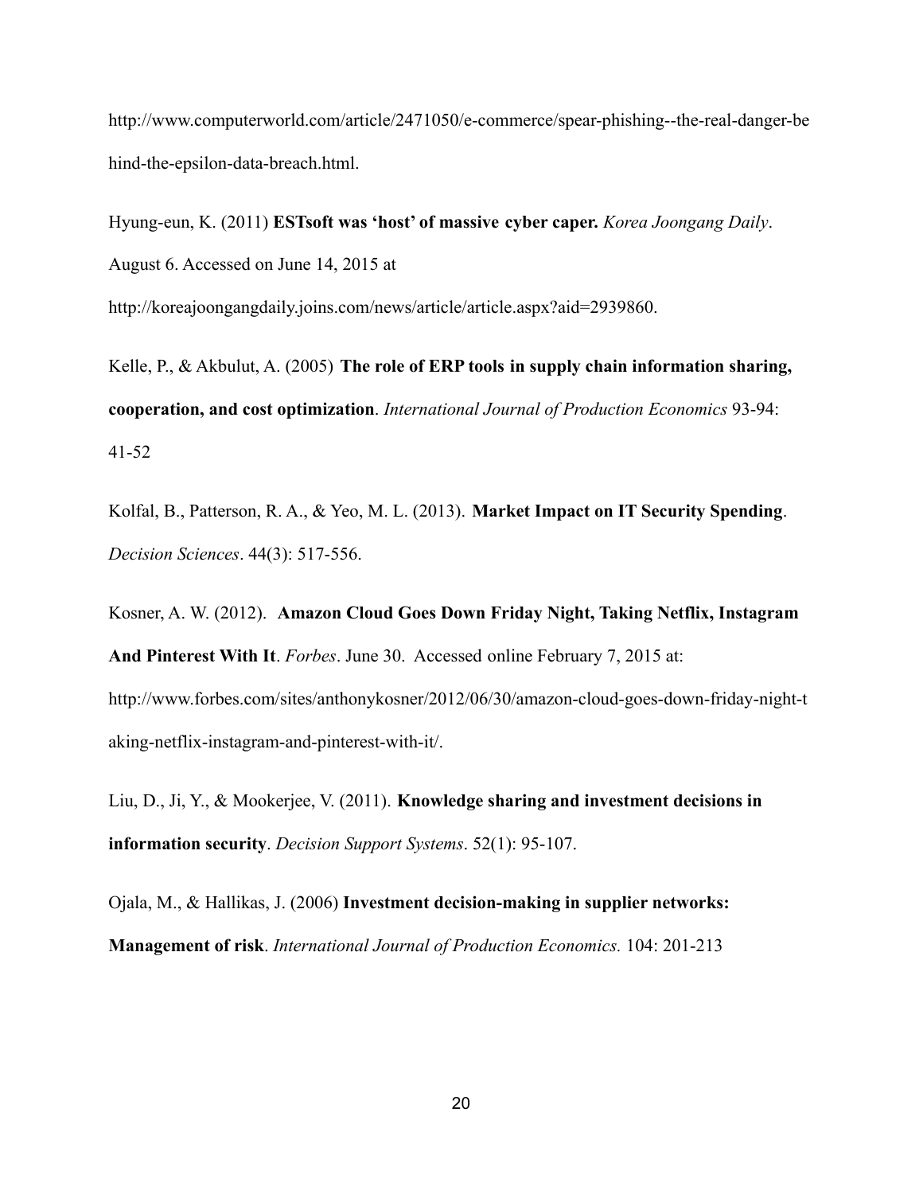http://www.computerworld.com/article/2471050/e-commerce/spear-phishing--the-real-danger-behind-the-epsilon-data-breach.html.

Hyung-eun, K. (2011) **ESTsoft was 'host' of massive cyber caper.** *Korea Joongang Daily*. August 6. Accessed on June 14, 2015 at http://koreajoongangdaily.joins.com/news/article/article.aspx?aid=2939860.

Kelle, P., & Akbulut, A. (2005) **The role of ERP tools in supply chain information sharing, cooperation, and cost optimization**. *International Journal of Production Economics* 93-94: 41-52

Kolfal, B., Patterson, R. A., & Yeo, M. L. (2013). **Market Impact on IT Security Spending**. *Decision Sciences*. 44(3): 517-556.

Kosner, A. W. (2012). **Amazon Cloud Goes Down Friday Night, Taking Netflix, Instagram And Pinterest With It**. *Forbes*. June 30. Accessed online February 7, 2015 at: http://www.forbes.com/sites/anthonykosner/2012/06/30/amazon-cloud-goes-down-friday-night-taking-netflix-instagram-and-pinterest-with-it/.

Liu, D., Ji, Y., & Mookerjee, V. (2011). **Knowledge sharing and investment decisions in information security**. *Decision Support Systems*. 52(1): 95-107.

Ojala, M., & Hallikas, J. (2006) **Investment decision-making in supplier networks: Management of risk**. *International Journal of Production Economics.* 104: 201-213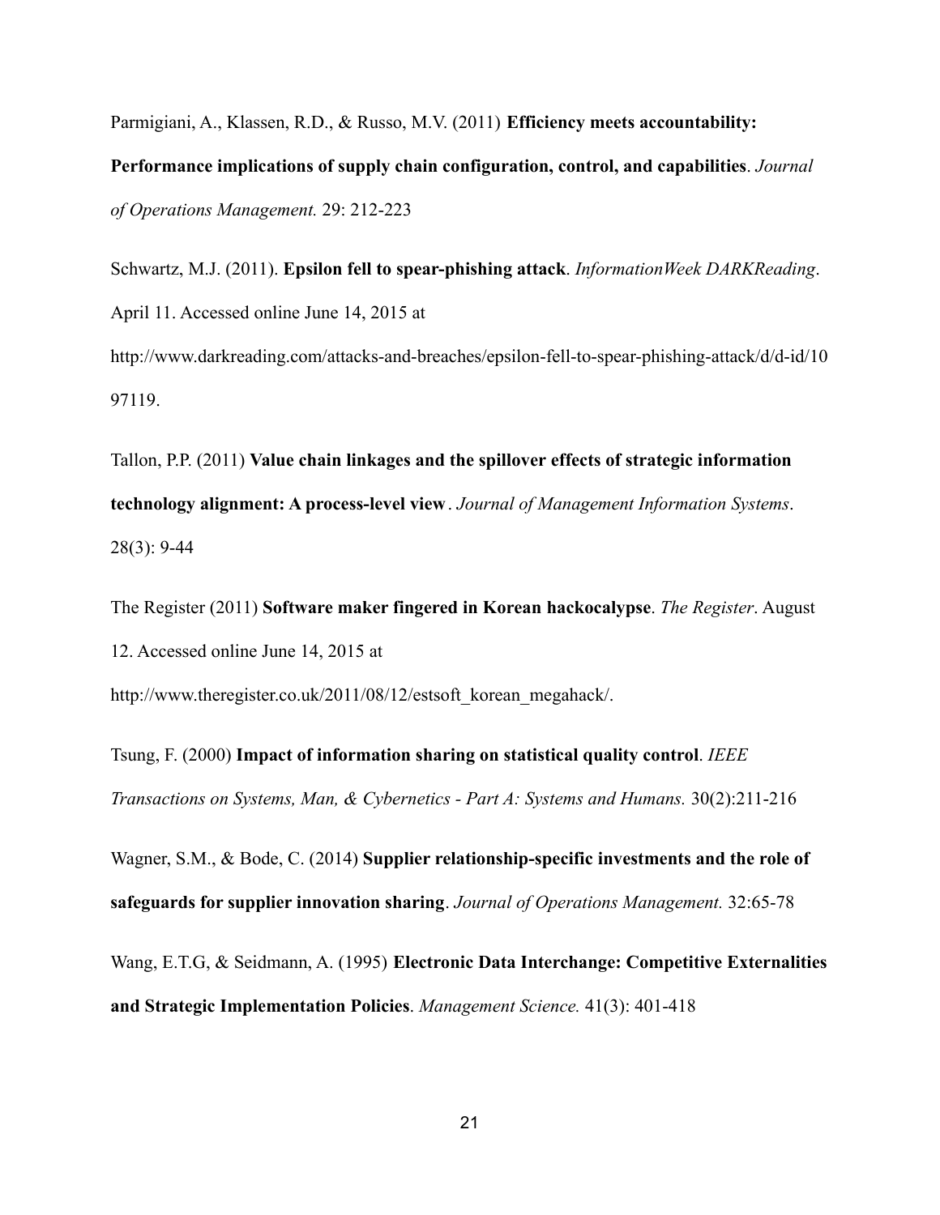Parmigiani, A., Klassen, R.D., & Russo, M.V. (2011) **Efficiency meets accountability: Performance implications of supply chain configuration, control, and capabilities**. *Journal of Operations Management.* 29: 212-223

Schwartz, M.J. (2011). **Epsilon fell to spear-phishing attack**. *InformationWeek DARKReading*. April 11. Accessed online June 14, 2015 at http://www.darkreading.com/attacks-and-breaches/epsilon-fell-to-spear-phishing-attack/d/d-id/1097119.

Tallon, P.P. (2011) **Value chain linkages and the spillover effects of strategic information technology alignment: A process-level view**. *Journal of Management Information Systems*. 28(3): 9-44

The Register (2011) **Software maker fingered in Korean hackocalypse**. *The Register*. August 12. Accessed online June 14, 2015 at http://www.theregister.co.uk/2011/08/12/estsoft_korean_megahack/.

Tsung, F. (2000) **Impact of information sharing on statistical quality control**. *IEEE Transactions on Systems, Man, & Cybernetics - Part A: Systems and Humans.* 30(2):211-216

Wagner, S.M., & Bode, C. (2014) **Supplier relationship-specific investments and the role of safeguards for supplier innovation sharing**. *Journal of Operations Management.* 32:65-78

Wang, E.T.G, & Seidmann, A. (1995) **Electronic Data Interchange: Competitive Externalities and Strategic Implementation Policies**. *Management Science.* 41(3): 401-418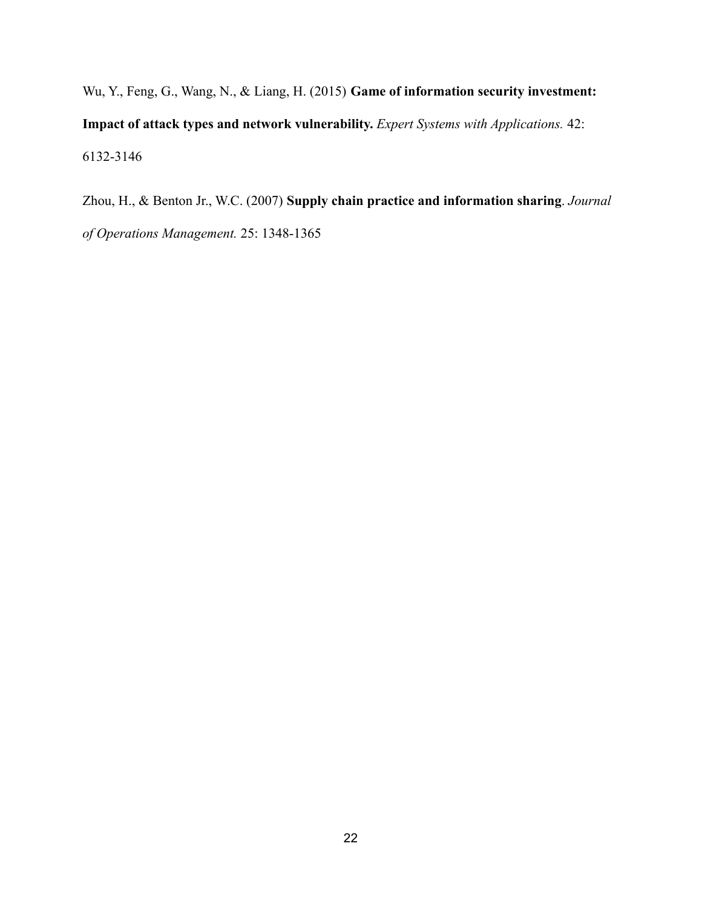Wu, Y., Feng, G., Wang, N., & Liang, H. (2015) **Game of information security investment: Impact of attack types and network vulnerability.** *Expert Systems with Applications.* 42: 6132-3146

Zhou, H., & Benton Jr., W.C. (2007) **Supply chain practice and information sharing**. *Journal of Operations Management.* 25: 1348-1365